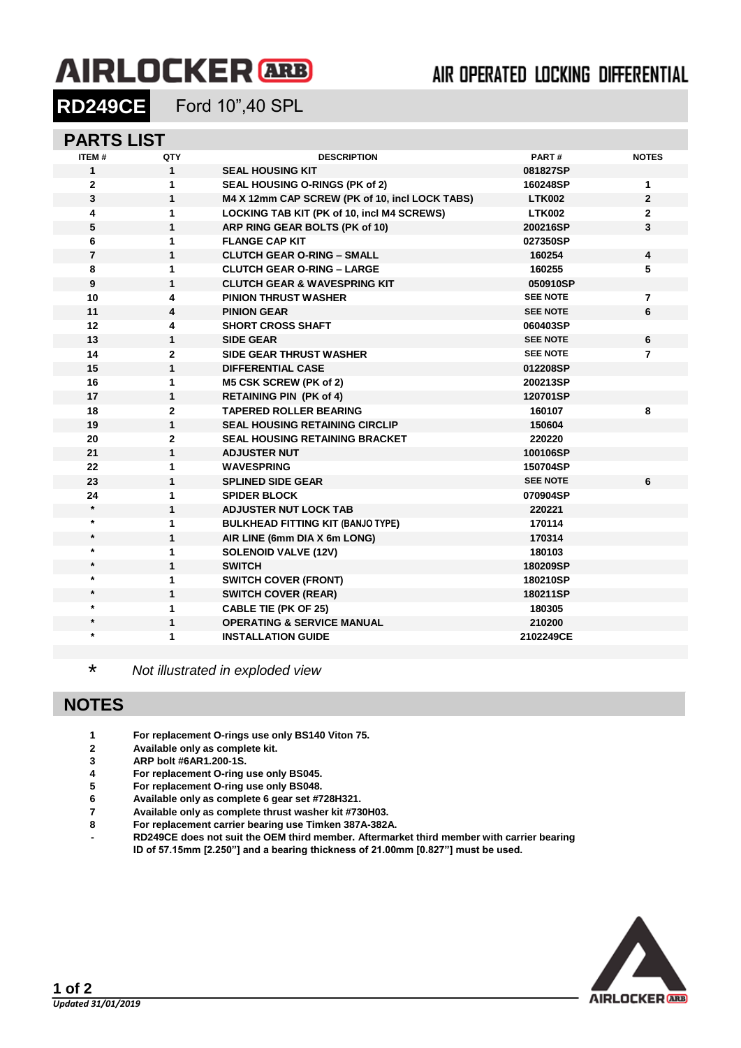# AIRLOCKER ARB

AIR OPERATED LOCKING DIFFERENTIAL

**RD249CE** Ford 10",40 SPL

## PARTS LIST

| ITEM # | QTY | DESCRIPTION | PART # | NOTES |
|---|---|---|---|---|
| 1 | 1 | SEAL HOUSING KIT | 081827SP | |
| 2 | 1 | SEAL HOUSING O-RINGS (PK of 2) | 160248SP | 1 |
| 3 | 1 | M4 X 12mm CAP SCREW (PK of 10, incl LOCK TABS) | LTK002 | 2 |
| 4 | 1 | LOCKING TAB KIT (PK of 10, incl M4 SCREWS) | LTK002 | 2 |
| 5 | 1 | ARP RING GEAR BOLTS (PK of 10) | 200216SP | 3 |
| 6 | 1 | FLANGE CAP KIT | 027350SP | |
| 7 | 1 | CLUTCH GEAR O-RING – SMALL | 160254 | 4 |
| 8 | 1 | CLUTCH GEAR O-RING – LARGE | 160255 | 5 |
| 9 | 1 | CLUTCH GEAR & WAVESPRING KIT | 050910SP | |
| 10 | 4 | PINION THRUST WASHER | SEE NOTE | 7 |
| 11 | 4 | PINION GEAR | SEE NOTE | 6 |
| 12 | 4 | SHORT CROSS SHAFT | 060403SP | |
| 13 | 1 | SIDE GEAR | SEE NOTE | 6 |
| 14 | 2 | SIDE GEAR THRUST WASHER | SEE NOTE | 7 |
| 15 | 1 | DIFFERENTIAL CASE | 012208SP | |
| 16 | 1 | M5 CSK SCREW (PK of 2) | 200213SP | |
| 17 | 1 | RETAINING PIN (PK of 4) | 120701SP | |
| 18 | 2 | TAPERED ROLLER BEARING | 160107 | 8 |
| 19 | 1 | SEAL HOUSING RETAINING CIRCLIP | 150604 | |
| 20 | 2 | SEAL HOUSING RETAINING BRACKET | 220220 | |
| 21 | 1 | ADJUSTER NUT | 100106SP | |
| 22 | 1 | WAVESPRING | 150704SP | |
| 23 | 1 | SPLINED SIDE GEAR | SEE NOTE | 6 |
| 24 | 1 | SPIDER BLOCK | 070904SP | |
| * | 1 | ADJUSTER NUT LOCK TAB | 220221 | |
| * | 1 | BULKHEAD FITTING KIT (BANJO TYPE) | 170114 | |
| * | 1 | AIR LINE (6mm DIA X 6m LONG) | 170314 | |
| * | 1 | SOLENOID VALVE (12V) | 180103 | |
| * | 1 | SWITCH | 180209SP | |
| * | 1 | SWITCH COVER (FRONT) | 180210SP | |
| * | 1 | SWITCH COVER (REAR) | 180211SP | |
| * | 1 | CABLE TIE (PK OF 25) | 180305 | |
| * | 1 | OPERATING & SERVICE MANUAL | 210200 | |
| * | 1 | INSTALLATION GUIDE | 2102249CE | |

\* *Not illustrated in exploded view*

## NOTES

1. For replacement O-rings use only BS140 Viton 75.
2. Available only as complete kit.
3. ARP bolt #6AR1.200-1S.
4. For replacement O-ring use only BS045.
5. For replacement O-ring use only BS048.
6. Available only as complete 6 gear set #728H321.
7. Available only as complete thrust washer kit #730H03.
8. For replacement carrier bearing use Timken 387A-382A.

- RD249CE does not suit the OEM third member. Aftermarket third member with carrier bearing ID of 57.15mm [2.250"] and a bearing thickness of 21.00mm [0.827"] must be used.

*Updated 31/01/2019*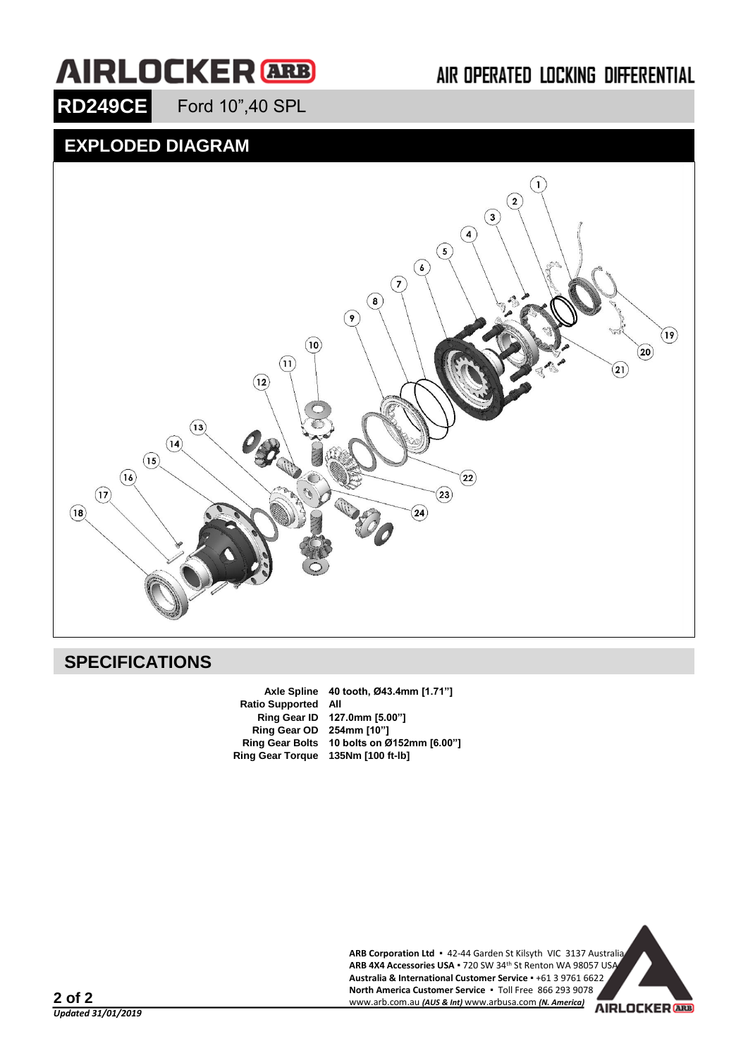# AIRLOCKER ARB

AIR OPERATED LOCKING DIFFERENTIAL

**RD249CE** Ford 10",40 SPL

## EXPLODED DIAGRAM

1
2
3
4
5
6
7
8
9
10
11
12
13
14
15
16
17
18
19
20
21
22
23
24

## SPECIFICATIONS

| | |
|---|---|
| **Axle Spline** | **40 tooth, Ø43.4mm [1.71"]** |
| **Ratio Supported** | **All** |
| **Ring Gear ID** | **127.0mm [5.00"]** |
| **Ring Gear OD** | **254mm [10"]** |
| **Ring Gear Bolts** | **10 bolts on Ø152mm [6.00"]** |
| **Ring Gear Torque** | **135Nm [100 ft-lb]** |

**ARB Corporation Ltd** ▪ 42-44 Garden St Kilsyth VIC 3137 Australia
**ARB 4X4 Accessories USA** ▪ 720 SW 34th St Renton WA 98057 USA
**Australia & International Customer Service** ▪ +61 3 9761 6622
**North America Customer Service** ▪ Toll Free 866 293 9078
www.arb.com.au ***(AUS & Int)*** www.arbusa.com ***(N. America)***

AIRLOCKER ARB

***Updated 31/01/2019***